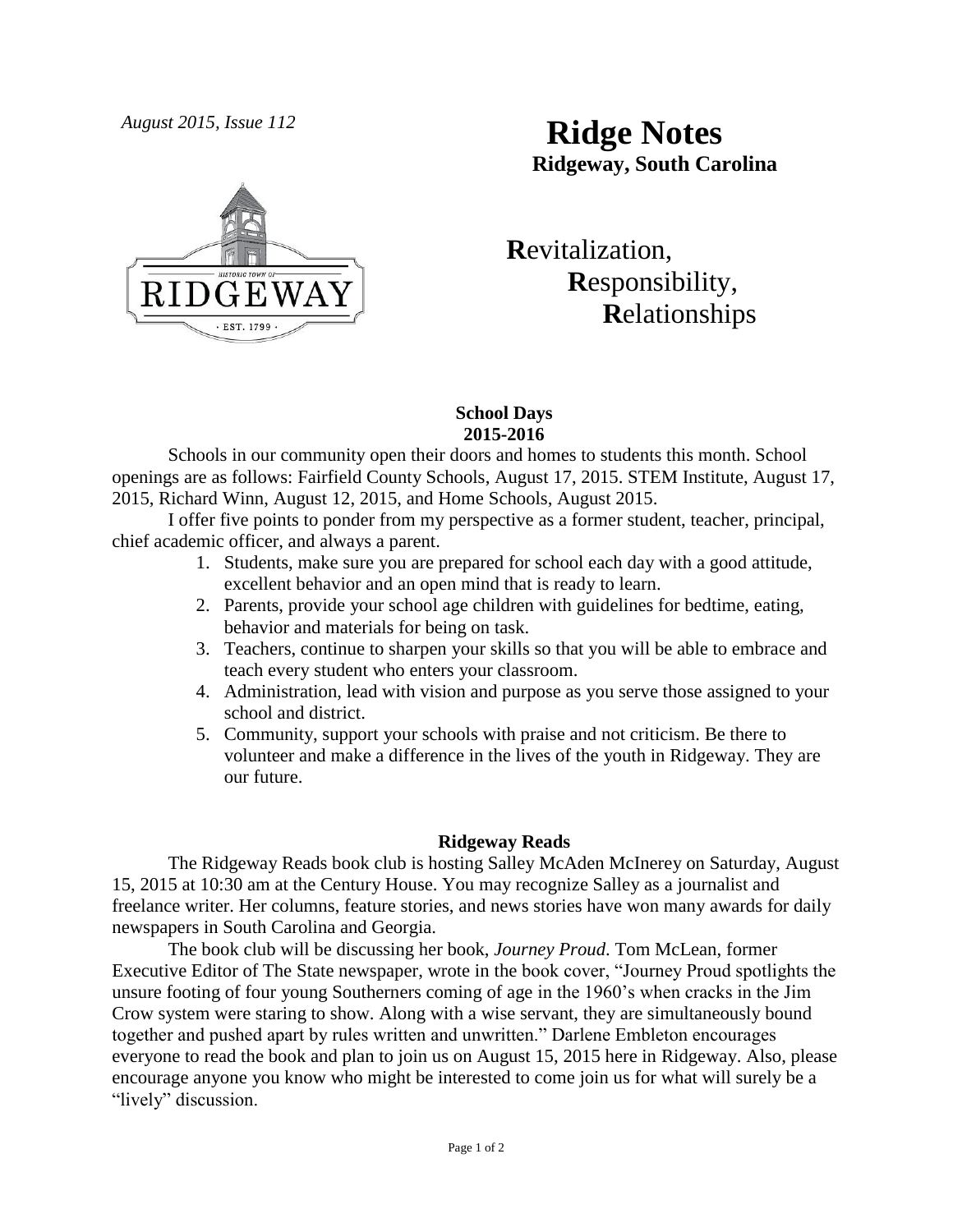*August 2015, Issue 112*

# Ridge Notes

**Ridgeway, South Carolina**

**R**evitalization,
**R**esponsibility,
**R**elationships

## School Days
## 2015-2016

Schools in our community open their doors and homes to students this month. School openings are as follows: Fairfield County Schools, August 17, 2015. STEM Institute, August 17, 2015, Richard Winn, August 12, 2015, and Home Schools, August 2015.

I offer five points to ponder from my perspective as a former student, teacher, principal, chief academic officer, and always a parent.

1. Students, make sure you are prepared for school each day with a good attitude, excellent behavior and an open mind that is ready to learn.
2. Parents, provide your school age children with guidelines for bedtime, eating, behavior and materials for being on task.
3. Teachers, continue to sharpen your skills so that you will be able to embrace and teach every student who enters your classroom.
4. Administration, lead with vision and purpose as you serve those assigned to your school and district.
5. Community, support your schools with praise and not criticism. Be there to volunteer and make a difference in the lives of the youth in Ridgeway. They are our future.

## Ridgeway Reads

The Ridgeway Reads book club is hosting Salley McAden McInerey on Saturday, August 15, 2015 at 10:30 am at the Century House. You may recognize Salley as a journalist and freelance writer. Her columns, feature stories, and news stories have won many awards for daily newspapers in South Carolina and Georgia.

The book club will be discussing her book, *Journey Proud*. Tom McLean, former Executive Editor of The State newspaper, wrote in the book cover, "Journey Proud spotlights the unsure footing of four young Southerners coming of age in the 1960's when cracks in the Jim Crow system were staring to show. Along with a wise servant, they are simultaneously bound together and pushed apart by rules written and unwritten." Darlene Embleton encourages everyone to read the book and plan to join us on August 15, 2015 here in Ridgeway. Also, please encourage anyone you know who might be interested to come join us for what will surely be a "lively" discussion.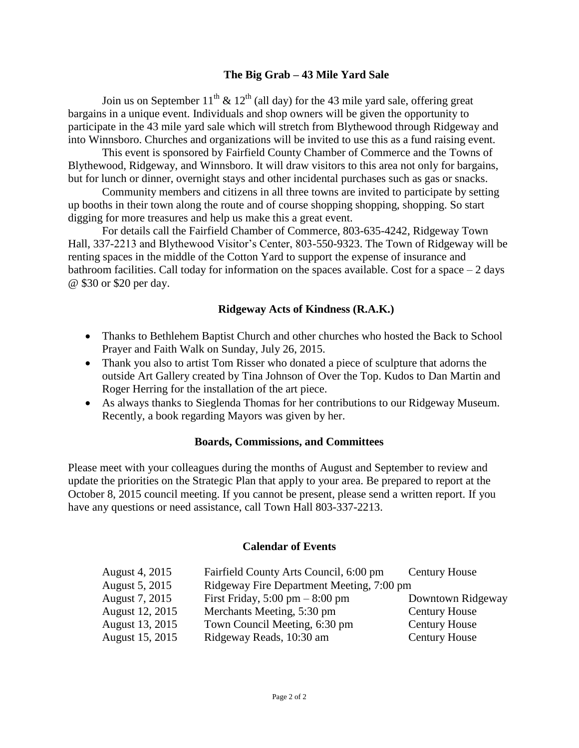## The Big Grab – 43 Mile Yard Sale

Join us on September 11th & 12th (all day) for the 43 mile yard sale, offering great bargains in a unique event. Individuals and shop owners will be given the opportunity to participate in the 43 mile yard sale which will stretch from Blythewood through Ridgeway and into Winnsboro. Churches and organizations will be invited to use this as a fund raising event.

This event is sponsored by Fairfield County Chamber of Commerce and the Towns of Blythewood, Ridgeway, and Winnsboro. It will draw visitors to this area not only for bargains, but for lunch or dinner, overnight stays and other incidental purchases such as gas or snacks.

Community members and citizens in all three towns are invited to participate by setting up booths in their town along the route and of course shopping shopping, shopping. So start digging for more treasures and help us make this a great event.

For details call the Fairfield Chamber of Commerce, 803-635-4242, Ridgeway Town Hall, 337-2213 and Blythewood Visitor's Center, 803-550-9323. The Town of Ridgeway will be renting spaces in the middle of the Cotton Yard to support the expense of insurance and bathroom facilities. Call today for information on the spaces available. Cost for a space – 2 days @ $30 or $20 per day.

## Ridgeway Acts of Kindness (R.A.K.)

- Thanks to Bethlehem Baptist Church and other churches who hosted the Back to School Prayer and Faith Walk on Sunday, July 26, 2015.
- Thank you also to artist Tom Risser who donated a piece of sculpture that adorns the outside Art Gallery created by Tina Johnson of Over the Top. Kudos to Dan Martin and Roger Herring for the installation of the art piece.
- As always thanks to Sieglenda Thomas for her contributions to our Ridgeway Museum. Recently, a book regarding Mayors was given by her.

## Boards, Commissions, and Committees

Please meet with your colleagues during the months of August and September to review and update the priorities on the Strategic Plan that apply to your area. Be prepared to report at the October 8, 2015 council meeting. If you cannot be present, please send a written report. If you have any questions or need assistance, call Town Hall 803-337-2213.

## Calendar of Events

| | | |
|---|---|---|
| August 4, 2015 | Fairfield County Arts Council, 6:00 pm | Century House |
| August 5, 2015 | Ridgeway Fire Department Meeting, 7:00 pm | |
| August 7, 2015 | First Friday, 5:00 pm – 8:00 pm | Downtown Ridgeway |
| August 12, 2015 | Merchants Meeting, 5:30 pm | Century House |
| August 13, 2015 | Town Council Meeting, 6:30 pm | Century House |
| August 15, 2015 | Ridgeway Reads, 10:30 am | Century House |